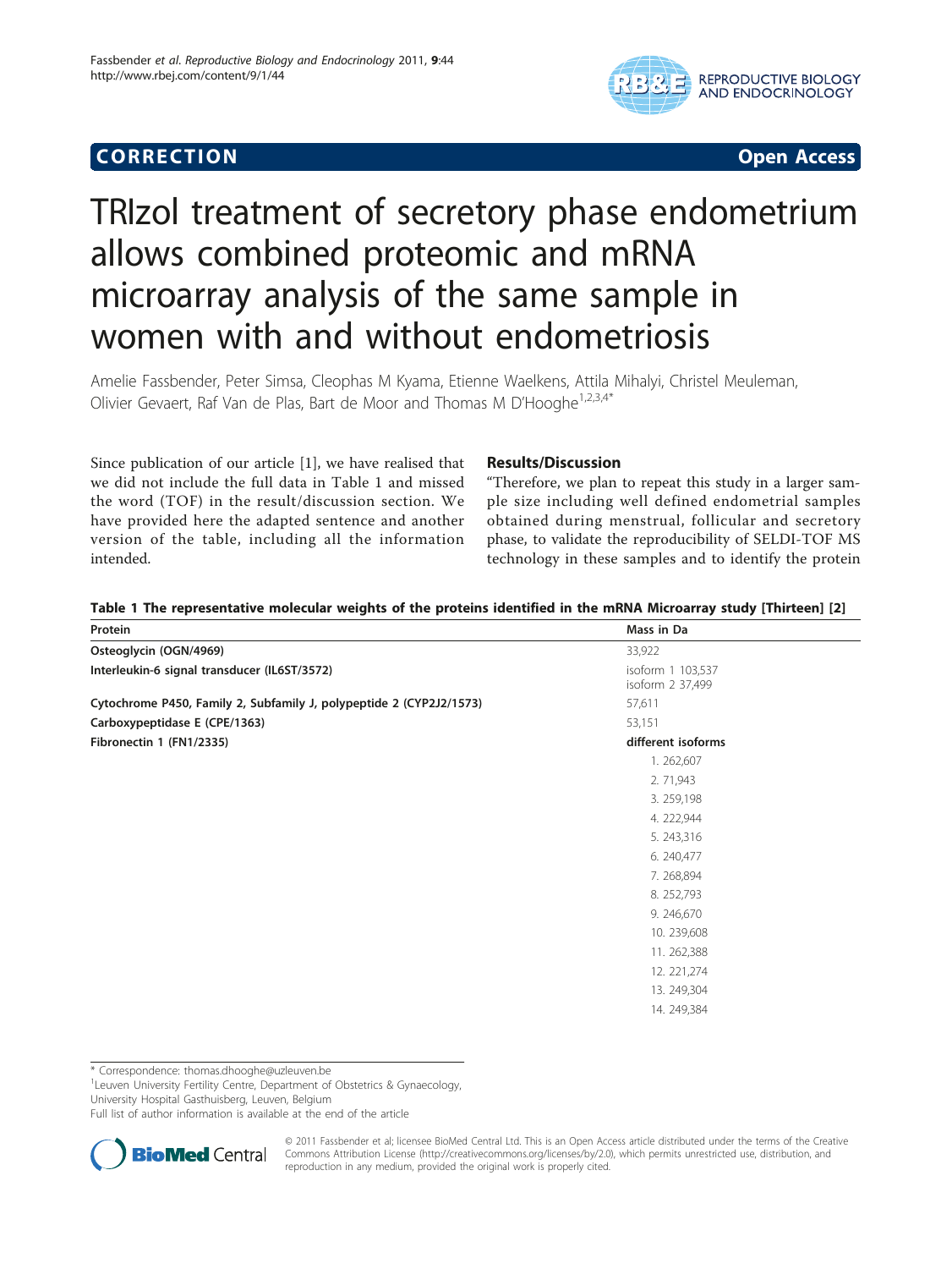## CORRECTION

**Open Access**

# TRIzol treatment of secretory phase endometrium allows combined proteomic and mRNA microarray analysis of the same sample in women with and without endometriosis

Amelie Fassbender, Peter Simsa, Cleophas M Kyama, Etienne Waelkens, Attila Mihalyi, Christel Meuleman, Olivier Gevaert, Raf Van de Plas, Bart de Moor and Thomas M D'Hooghe[1,2,3,4*]

Since publication of our article [1], we have realised that we did not include the full data in Table 1 and missed the word (TOF) in the result/discussion section. We have provided here the adapted sentence and another version of the table, including all the information intended.

### Results/Discussion

"Therefore, we plan to repeat this study in a larger sample size including well defined endometrial samples obtained during menstrual, follicular and secretory phase, to validate the reproducibility of SELDI-TOF MS technology in these samples and to identify the protein

**Table 1 The representative molecular weights of the proteins identified in the mRNA Microarray study [Thirteen] [2]**

| Protein | Mass in Da |
|---|---|
| **Osteoglycin (OGN/4969)** | 33,922 |
| **Interleukin-6 signal transducer (IL6ST/3572)** | isoform 1 103,537<br>isoform 2 37,499 |
| **Cytochrome P450, Family 2, Subfamily J, polypeptide 2 (CYP2J2/1573)** | 57,611 |
| **Carboxypeptidase E (CPE/1363)** | 53,151 |
| **Fibronectin 1 (FN1/2335)** | **different isoforms** |
| | 1. 262,607 |
| | 2. 71,943 |
| | 3. 259,198 |
| | 4. 222,944 |
| | 5. 243,316 |
| | 6. 240,477 |
| | 7. 268,894 |
| | 8. 252,793 |
| | 9. 246,670 |
| | 10. 239,608 |
| | 11. 262,388 |
| | 12. 221,274 |
| | 13. 249,304 |
| | 14. 249,384 |

\* Correspondence: thomas.dhooghe@uzleuven.be
[1]Leuven University Fertility Centre, Department of Obstetrics & Gynaecology, University Hospital Gasthuisberg, Leuven, Belgium
Full list of author information is available at the end of the article

© 2011 Fassbender et al; licensee BioMed Central Ltd. This is an Open Access article distributed under the terms of the Creative Commons Attribution License (http://creativecommons.org/licenses/by/2.0), which permits unrestricted use, distribution, and reproduction in any medium, provided the original work is properly cited.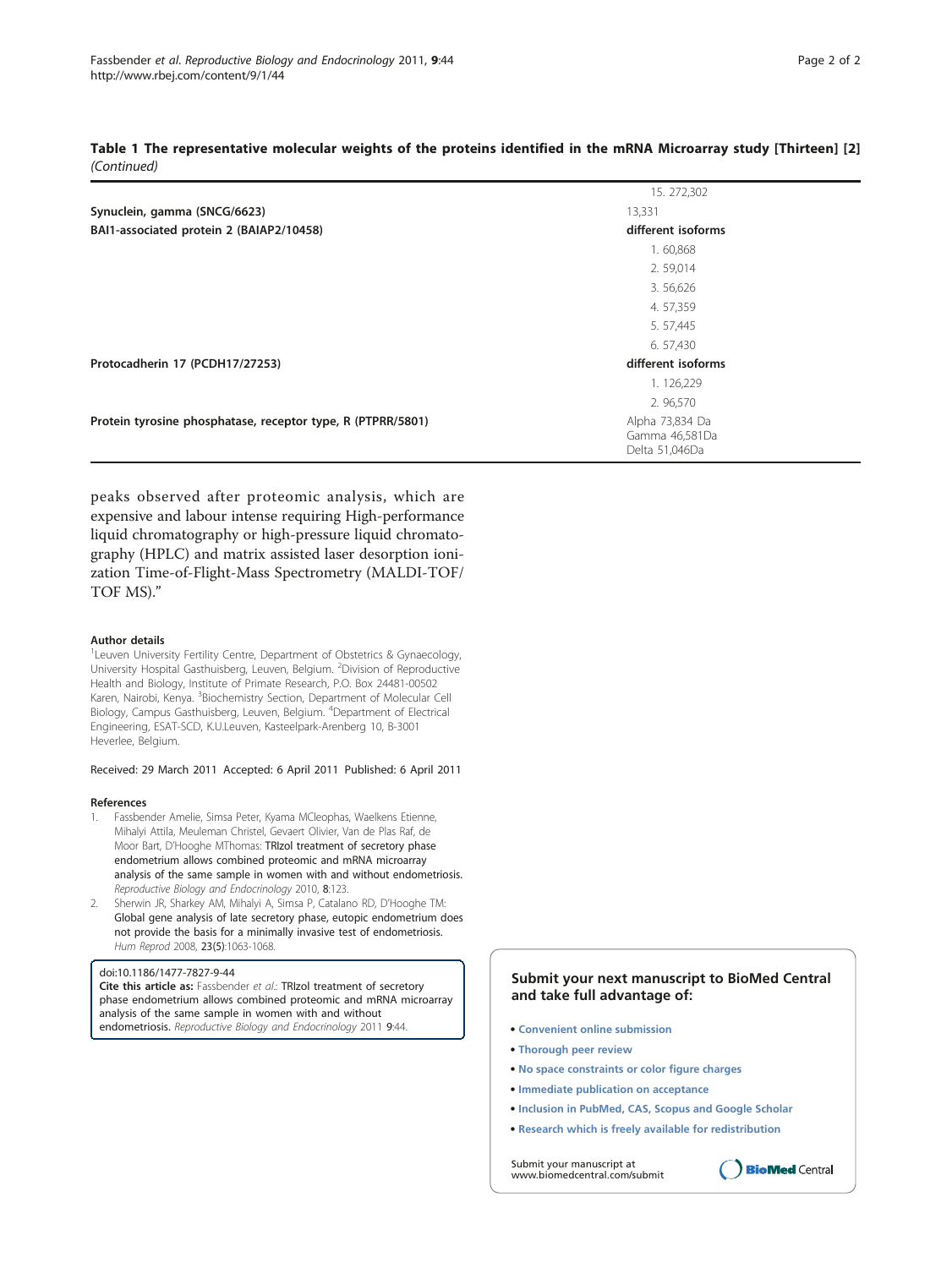**Table 1 The representative molecular weights of the proteins identified in the mRNA Microarray study [Thirteen] [2]** *(Continued)*

| | |
|---|---|
| | 15. 272,302 |
| **Synuclein, gamma (SNCG/6623)** | 13,331 |
| **BAI1-associated protein 2 (BAIAP2/10458)** | **different isoforms** |
| | 1. 60,868 |
| | 2. 59,014 |
| | 3. 56,626 |
| | 4. 57,359 |
| | 5. 57,445 |
| | 6. 57,430 |
| **Protocadherin 17 (PCDH17/27253)** | **different isoforms** |
| | 1. 126,229 |
| | 2. 96,570 |
| **Protein tyrosine phosphatase, receptor type, R (PTPRR/5801)** | Alpha 73,834 Da<br>Gamma 46,581Da<br>Delta 51,046Da |

peaks observed after proteomic analysis, which are expensive and labour intense requiring High-performance liquid chromatography or high-pressure liquid chromatography (HPLC) and matrix assisted laser desorption ionization Time-of-Flight-Mass Spectrometry (MALDI-TOF/TOF MS)."

#### Author details

[1]Leuven University Fertility Centre, Department of Obstetrics & Gynaecology, University Hospital Gasthuisberg, Leuven, Belgium. [2]Division of Reproductive Health and Biology, Institute of Primate Research, P.O. Box 24481-00502 Karen, Nairobi, Kenya. [3]Biochemistry Section, Department of Molecular Cell Biology, Campus Gasthuisberg, Leuven, Belgium. [4]Department of Electrical Engineering, ESAT-SCD, K.U.Leuven, Kasteelpark-Arenberg 10, B-3001 Heverlee, Belgium.

Received: 29 March 2011 Accepted: 6 April 2011 Published: 6 April 2011

#### References

1. Fassbender Amelie, Simsa Peter, Kyama MCleophas, Waelkens Etienne, Mihalyi Attila, Meuleman Christel, Gevaert Olivier, Van de Plas Raf, de Moor Bart, D'Hooghe MThomas: **TRIzol treatment of secretory phase endometrium allows combined proteomic and mRNA microarray analysis of the same sample in women with and without endometriosis.** *Reproductive Biology and Endocrinology* 2010, **8**:123.
2. Sherwin JR, Sharkey AM, Mihalyi A, Simsa P, Catalano RD, D'Hooghe TM: **Global gene analysis of late secretory phase, eutopic endometrium does not provide the basis for a minimally invasive test of endometriosis.** *Hum Reprod* 2008, **23(5)**:1063-1068.

doi:10.1186/1477-7827-9-44
**Cite this article as:** Fassbender *et al.*: **TRIzol treatment of secretory phase endometrium allows combined proteomic and mRNA microarray analysis of the same sample in women with and without endometriosis.** *Reproductive Biology and Endocrinology* 2011 **9**:44.

**Submit your next manuscript to BioMed Central and take full advantage of:**

- Convenient online submission
- Thorough peer review
- No space constraints or color figure charges
- Immediate publication on acceptance
- Inclusion in PubMed, CAS, Scopus and Google Scholar
- Research which is freely available for redistribution

Submit your manuscript at www.biomedcentral.com/submit

BioMed Central